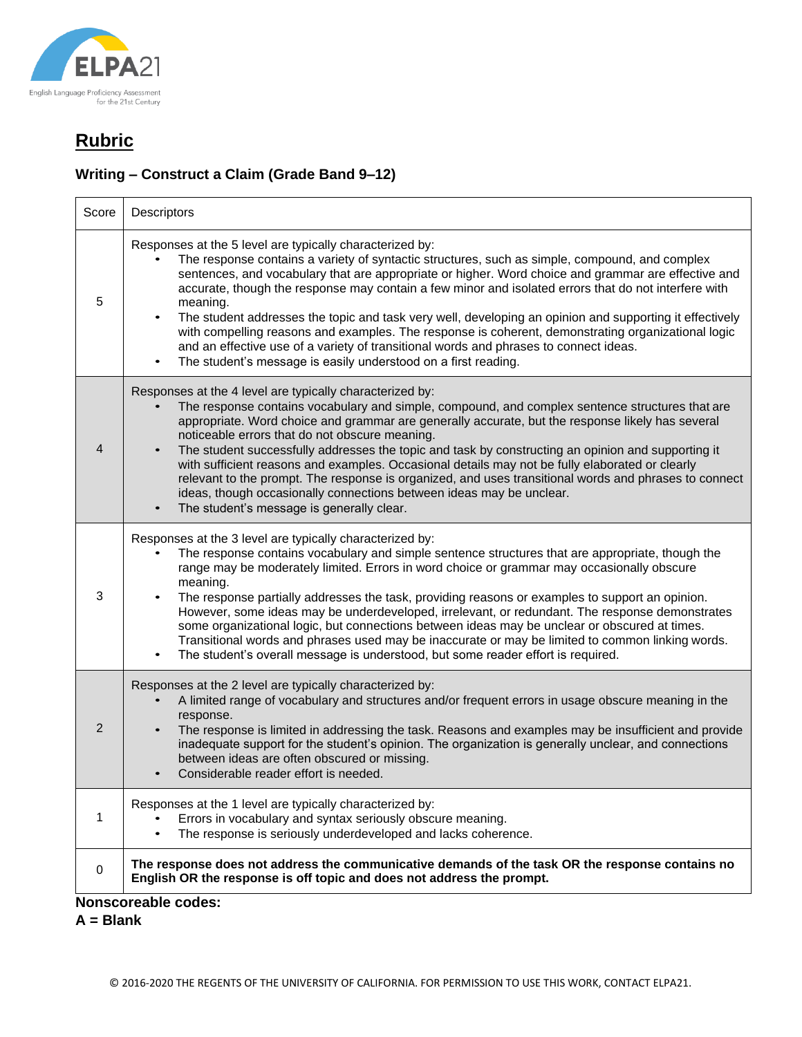ELPA21

English Language Proficiency Assessment for the 21st Century

# Rubric

## Writing – Construct a Claim (Grade Band 9–12)

| Score | Descriptors |
|---|---|
| 5 | Responses at the 5 level are typically characterized by:<br>• The response contains a variety of syntactic structures, such as simple, compound, and complex sentences, and vocabulary that are appropriate or higher. Word choice and grammar are effective and accurate, though the response may contain a few minor and isolated errors that do not interfere with meaning.<br>• The student addresses the topic and task very well, developing an opinion and supporting it effectively with compelling reasons and examples. The response is coherent, demonstrating organizational logic and an effective use of a variety of transitional words and phrases to connect ideas.<br>• The student's message is easily understood on a first reading. |
| 4 | Responses at the 4 level are typically characterized by:<br>• The response contains vocabulary and simple, compound, and complex sentence structures that are appropriate. Word choice and grammar are generally accurate, but the response likely has several noticeable errors that do not obscure meaning.<br>• The student successfully addresses the topic and task by constructing an opinion and supporting it with sufficient reasons and examples. Occasional details may not be fully elaborated or clearly relevant to the prompt. The response is organized, and uses transitional words and phrases to connect ideas, though occasionally connections between ideas may be unclear.<br>• The student's message is generally clear. |
| 3 | Responses at the 3 level are typically characterized by:<br>• The response contains vocabulary and simple sentence structures that are appropriate, though the range may be moderately limited. Errors in word choice or grammar may occasionally obscure meaning.<br>• The response partially addresses the task, providing reasons or examples to support an opinion. However, some ideas may be underdeveloped, irrelevant, or redundant. The response demonstrates some organizational logic, but connections between ideas may be unclear or obscured at times. Transitional words and phrases used may be inaccurate or may be limited to common linking words.<br>• The student's overall message is understood, but some reader effort is required. |
| 2 | Responses at the 2 level are typically characterized by:<br>• A limited range of vocabulary and structures and/or frequent errors in usage obscure meaning in the response.<br>• The response is limited in addressing the task. Reasons and examples may be insufficient and provide inadequate support for the student's opinion. The organization is generally unclear, and connections between ideas are often obscured or missing.<br>• Considerable reader effort is needed. |
| 1 | Responses at the 1 level are typically characterized by:<br>• Errors in vocabulary and syntax seriously obscure meaning.<br>• The response is seriously underdeveloped and lacks coherence. |
| 0 | **The response does not address the communicative demands of the task OR the response contains no English OR the response is off topic and does not address the prompt.** |

**Nonscoreable codes:**
**A = Blank**

© 2016-2020 THE REGENTS OF THE UNIVERSITY OF CALIFORNIA. FOR PERMISSION TO USE THIS WORK, CONTACT ELPA21.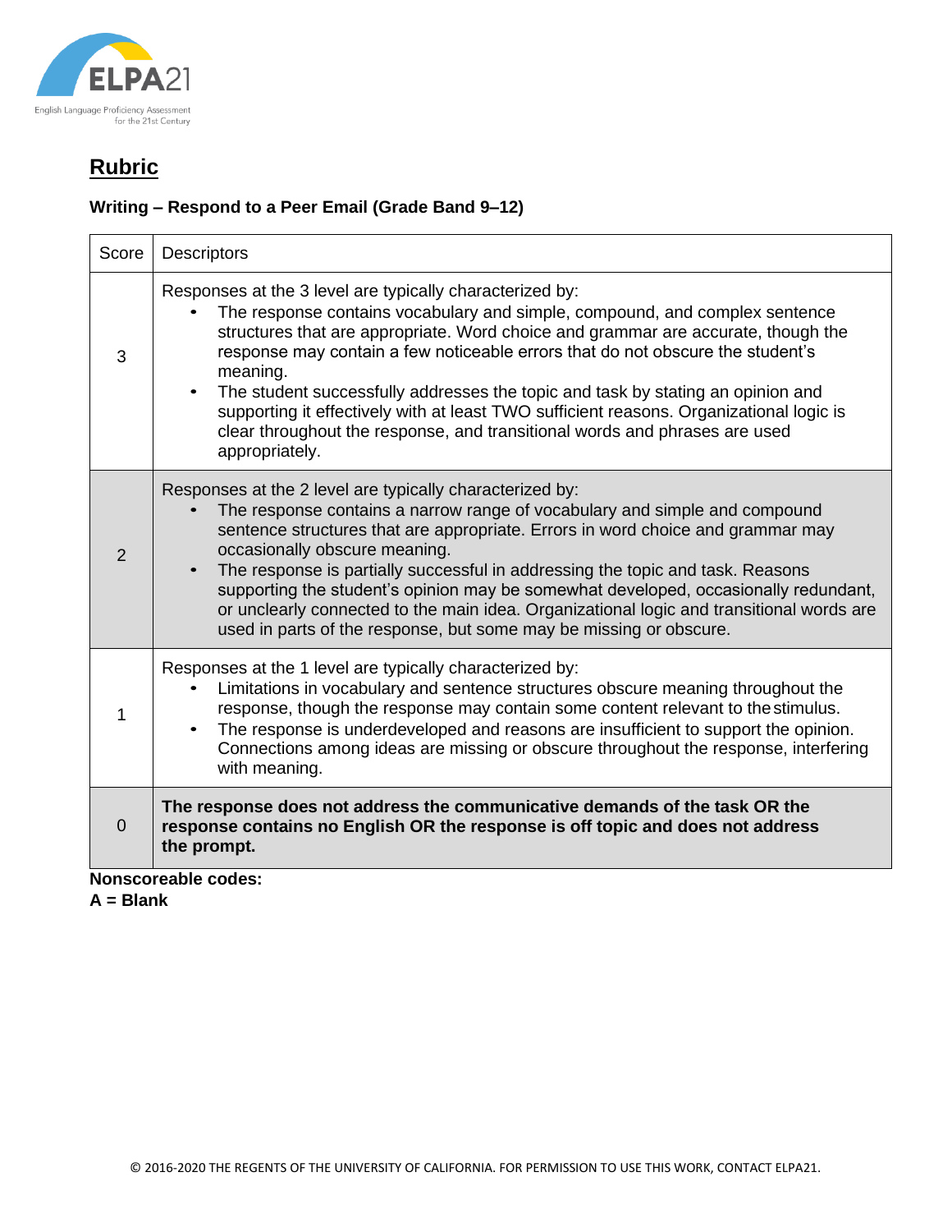## Rubric

**Writing – Respond to a Peer Email (Grade Band 9–12)**

| Score | Descriptors |
|---|---|
| 3 | Responses at the 3 level are typically characterized by:<br>• The response contains vocabulary and simple, compound, and complex sentence structures that are appropriate. Word choice and grammar are accurate, though the response may contain a few noticeable errors that do not obscure the student's meaning.<br>• The student successfully addresses the topic and task by stating an opinion and supporting it effectively with at least TWO sufficient reasons. Organizational logic is clear throughout the response, and transitional words and phrases are used appropriately. |
| 2 | Responses at the 2 level are typically characterized by:<br>• The response contains a narrow range of vocabulary and simple and compound sentence structures that are appropriate. Errors in word choice and grammar may occasionally obscure meaning.<br>• The response is partially successful in addressing the topic and task. Reasons supporting the student's opinion may be somewhat developed, occasionally redundant, or unclearly connected to the main idea. Organizational logic and transitional words are used in parts of the response, but some may be missing or obscure. |
| 1 | Responses at the 1 level are typically characterized by:<br>• Limitations in vocabulary and sentence structures obscure meaning throughout the response, though the response may contain some content relevant to the stimulus.<br>• The response is underdeveloped and reasons are insufficient to support the opinion. Connections among ideas are missing or obscure throughout the response, interfering with meaning. |
| 0 | **The response does not address the communicative demands of the task OR the response contains no English OR the response is off topic and does not address the prompt.** |

**Nonscoreable codes:**
**A = Blank**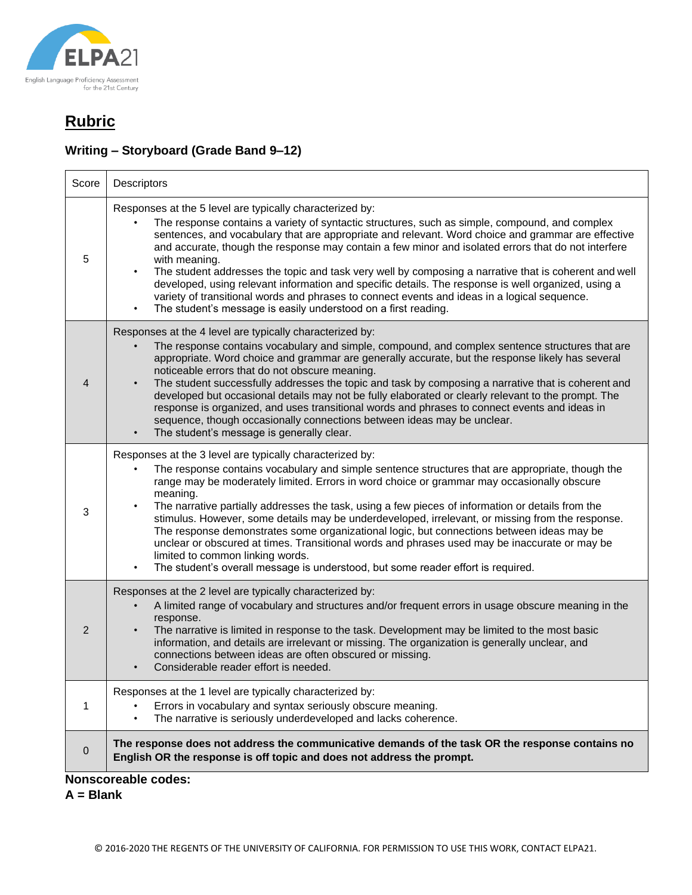## Rubric

### Writing – Storyboard (Grade Band 9–12)

| Score | Descriptors |
| --- | --- |
| 5 | Responses at the 5 level are typically characterized by:<br>• The response contains a variety of syntactic structures, such as simple, compound, and complex sentences, and vocabulary that are appropriate and relevant. Word choice and grammar are effective and accurate, though the response may contain a few minor and isolated errors that do not interfere with meaning.<br>• The student addresses the topic and task very well by composing a narrative that is coherent and well developed, using relevant information and specific details. The response is well organized, using a variety of transitional words and phrases to connect events and ideas in a logical sequence.<br>• The student's message is easily understood on a first reading. |
| 4 | Responses at the 4 level are typically characterized by:<br>• The response contains vocabulary and simple, compound, and complex sentence structures that are appropriate. Word choice and grammar are generally accurate, but the response likely has several noticeable errors that do not obscure meaning.<br>• The student successfully addresses the topic and task by composing a narrative that is coherent and developed but occasional details may not be fully elaborated or clearly relevant to the prompt. The response is organized, and uses transitional words and phrases to connect events and ideas in sequence, though occasionally connections between ideas may be unclear.<br>• The student's message is generally clear. |
| 3 | Responses at the 3 level are typically characterized by:<br>• The response contains vocabulary and simple sentence structures that are appropriate, though the range may be moderately limited. Errors in word choice or grammar may occasionally obscure meaning.<br>• The narrative partially addresses the task, using a few pieces of information or details from the stimulus. However, some details may be underdeveloped, irrelevant, or missing from the response. The response demonstrates some organizational logic, but connections between ideas may be unclear or obscured at times. Transitional words and phrases used may be inaccurate or may be limited to common linking words.<br>• The student's overall message is understood, but some reader effort is required. |
| 2 | Responses at the 2 level are typically characterized by:<br>• A limited range of vocabulary and structures and/or frequent errors in usage obscure meaning in the response.<br>• The narrative is limited in response to the task. Development may be limited to the most basic information, and details are irrelevant or missing. The organization is generally unclear, and connections between ideas are often obscured or missing.<br>• Considerable reader effort is needed. |
| 1 | Responses at the 1 level are typically characterized by:<br>• Errors in vocabulary and syntax seriously obscure meaning.<br>• The narrative is seriously underdeveloped and lacks coherence. |
| 0 | **The response does not address the communicative demands of the task OR the response contains no English OR the response is off topic and does not address the prompt.** |

**Nonscoreable codes:**
**A = Blank**

© 2016-2020 THE REGENTS OF THE UNIVERSITY OF CALIFORNIA. FOR PERMISSION TO USE THIS WORK, CONTACT ELPA21.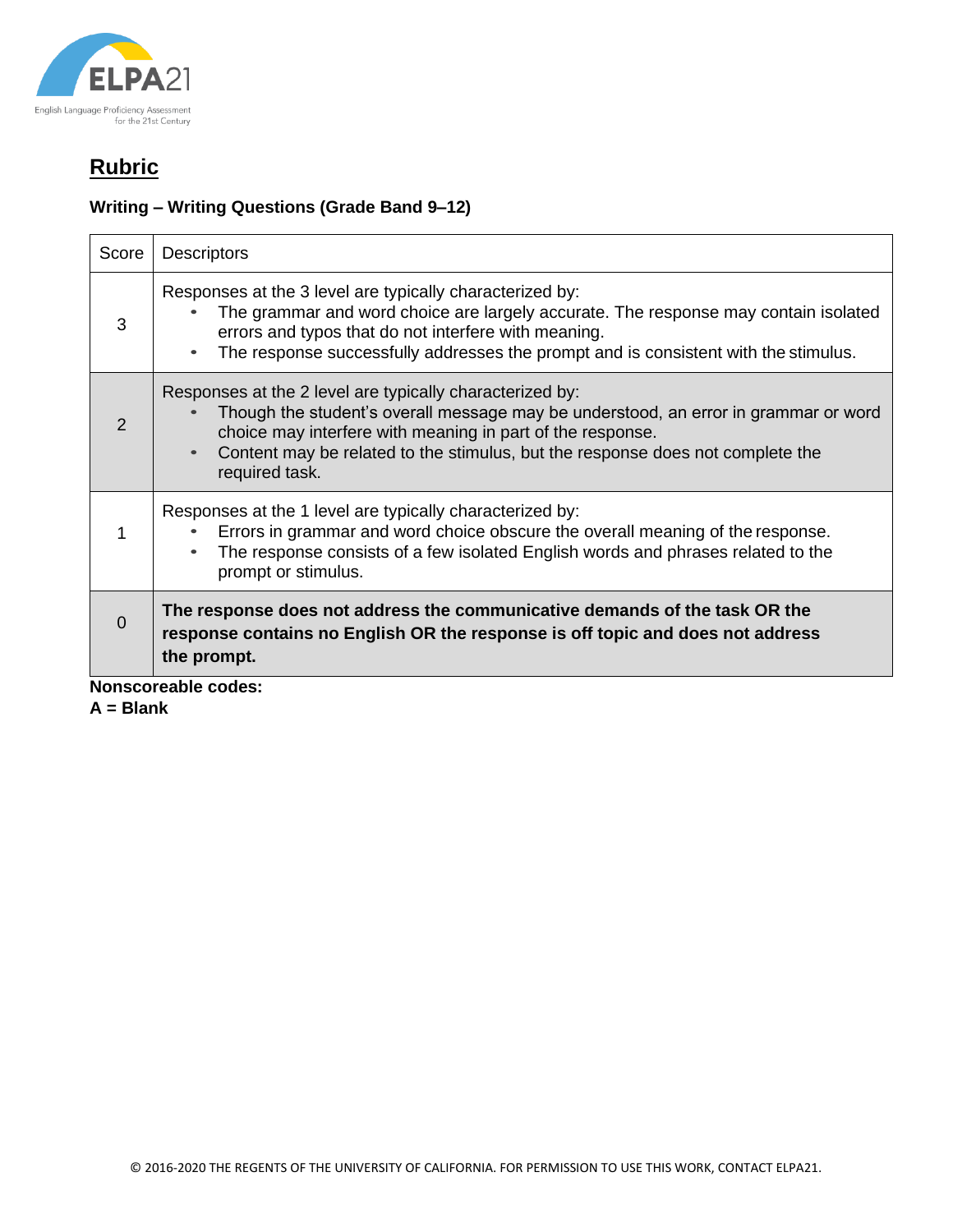## Rubric

### Writing – Writing Questions (Grade Band 9–12)

| Score | Descriptors |
|---|---|
| 3 | Responses at the 3 level are typically characterized by:<br>• The grammar and word choice are largely accurate. The response may contain isolated errors and typos that do not interfere with meaning.<br>• The response successfully addresses the prompt and is consistent with the stimulus. |
| 2 | Responses at the 2 level are typically characterized by:<br>• Though the student's overall message may be understood, an error in grammar or word choice may interfere with meaning in part of the response.<br>• Content may be related to the stimulus, but the response does not complete the required task. |
| 1 | Responses at the 1 level are typically characterized by:<br>• Errors in grammar and word choice obscure the overall meaning of the response.<br>• The response consists of a few isolated English words and phrases related to the prompt or stimulus. |
| 0 | **The response does not address the communicative demands of the task OR the response contains no English OR the response is off topic and does not address the prompt.** |

**Nonscoreable codes:**
**A = Blank**

© 2016-2020 THE REGENTS OF THE UNIVERSITY OF CALIFORNIA. FOR PERMISSION TO USE THIS WORK, CONTACT ELPA21.